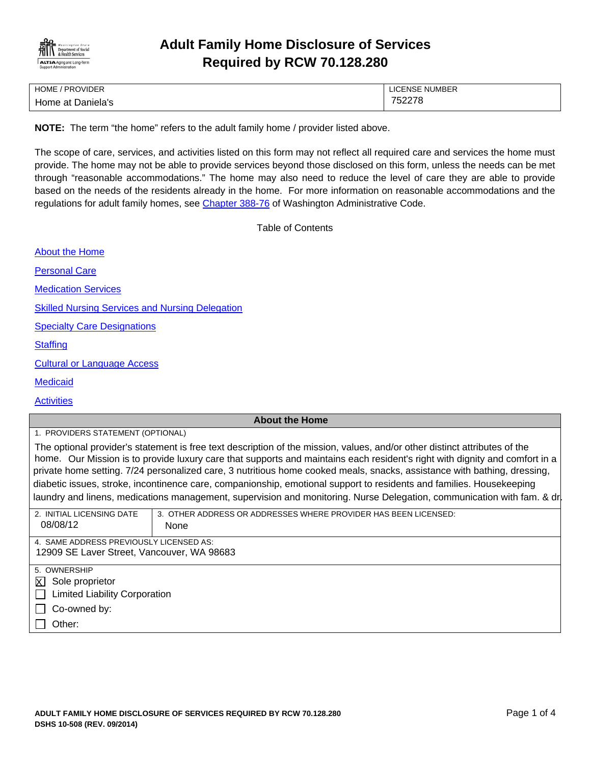# Adult Family Home Disclosure of Services Required by RCW 70.128.280

| HOME / PROVIDER | LICENSE NUMBER |
|---|---|
| Home at Daniela's | 752278 |

**NOTE:** The term "the home" refers to the adult family home / provider listed above.

The scope of care, services, and activities listed on this form may not reflect all required care and services the home must provide. The home may not be able to provide services beyond those disclosed on this form, unless the needs can be met through "reasonable accommodations." The home may also need to reduce the level of care they are able to provide based on the needs of the residents already in the home. For more information on reasonable accommodations and the regulations for adult family homes, see Chapter 388-76 of Washington Administrative Code.

Table of Contents

- About the Home
- Personal Care
- Medication Services
- Skilled Nursing Services and Nursing Delegation
- Specialty Care Designations
- Staffing
- Cultural or Language Access
- Medicaid
- Activities

## About the Home

1. PROVIDERS STATEMENT (OPTIONAL)

The optional provider's statement is free text description of the mission, values, and/or other distinct attributes of the home. Our Mission is to provide luxury care that supports and maintains each resident's right with dignity and comfort in a private home setting. 7/24 personalized care, 3 nutritious home cooked meals, snacks, assistance with bathing, dressing, diabetic issues, stroke, incontinence care, companionship, emotional support to residents and families. Housekeeping laundry and linens, medications management, supervision and monitoring. Nurse Delegation, communication with fam. & dr.

| 2. INITIAL LICENSING DATE | 3. OTHER ADDRESS OR ADDRESSES WHERE PROVIDER HAS BEEN LICENSED: |
|---|---|
| 08/08/12 | None |

4. SAME ADDRESS PREVIOUSLY LICENSED AS:
12909 SE Laver Street, Vancouver, WA 98683

5. OWNERSHIP

- [x] Sole proprietor
- [ ] Limited Liability Corporation
- [ ] Co-owned by:
- [ ] Other: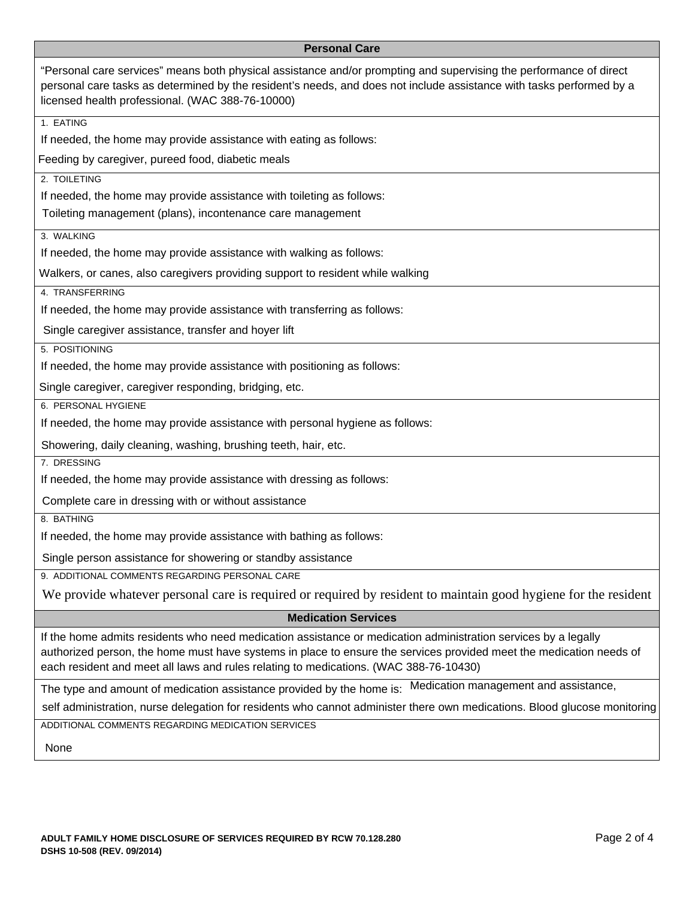## Personal Care

"Personal care services" means both physical assistance and/or prompting and supervising the performance of direct personal care tasks as determined by the resident's needs, and does not include assistance with tasks performed by a licensed health professional. (WAC 388-76-10000)

1. EATING

If needed, the home may provide assistance with eating as follows:

Feeding by caregiver, pureed food, diabetic meals

2. TOILETING

If needed, the home may provide assistance with toileting as follows:

Toileting management (plans), incontenance care management

3. WALKING

If needed, the home may provide assistance with walking as follows:

Walkers, or canes, also caregivers providing support to resident while walking

4. TRANSFERRING

If needed, the home may provide assistance with transferring as follows:

Single caregiver assistance, transfer and hoyer lift

5. POSITIONING

If needed, the home may provide assistance with positioning as follows:

Single caregiver, caregiver responding, bridging, etc.

6. PERSONAL HYGIENE

If needed, the home may provide assistance with personal hygiene as follows:

Showering, daily cleaning, washing, brushing teeth, hair, etc.

7. DRESSING

If needed, the home may provide assistance with dressing as follows:

Complete care in dressing with or without assistance

8. BATHING

If needed, the home may provide assistance with bathing as follows:

Single person assistance for showering or standby assistance

9. ADDITIONAL COMMENTS REGARDING PERSONAL CARE

We provide whatever personal care is required or required by resident to maintain good hygiene for the resident

## Medication Services

If the home admits residents who need medication assistance or medication administration services by a legally authorized person, the home must have systems in place to ensure the services provided meet the medication needs of each resident and meet all laws and rules relating to medications. (WAC 388-76-10430)

The type and amount of medication assistance provided by the home is: Medication management and assistance, self administration, nurse delegation for residents who cannot administer there own medications. Blood glucose monitoring

ADDITIONAL COMMENTS REGARDING MEDICATION SERVICES

None

**ADULT FAMILY HOME DISCLOSURE OF SERVICES REQUIRED BY RCW 70.128.280**
**DSHS 10-508 (REV. 09/2014)**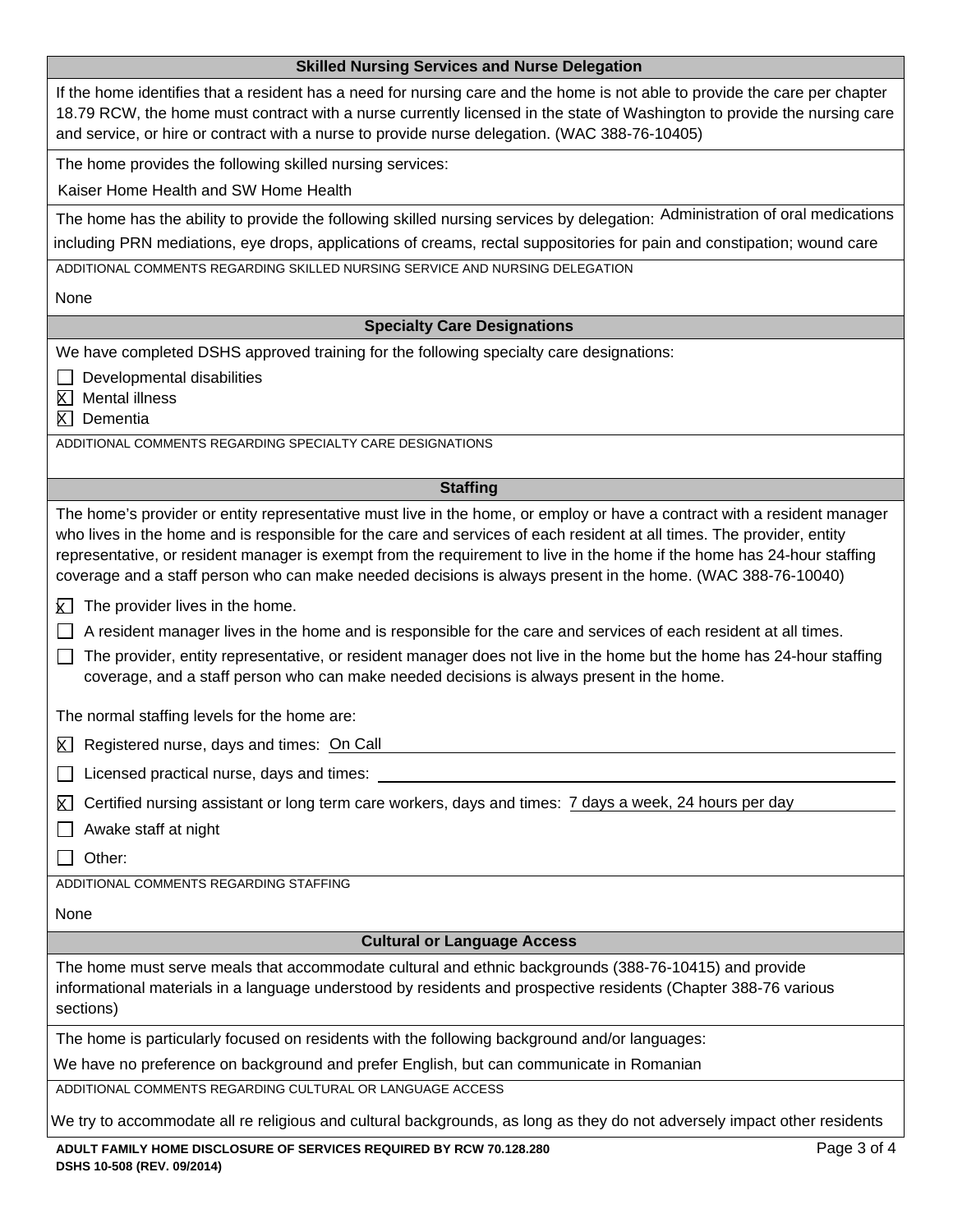## Skilled Nursing Services and Nurse Delegation

If the home identifies that a resident has a need for nursing care and the home is not able to provide the care per chapter 18.79 RCW, the home must contract with a nurse currently licensed in the state of Washington to provide the nursing care and service, or hire or contract with a nurse to provide nurse delegation. (WAC 388-76-10405)

The home provides the following skilled nursing services:

Kaiser Home Health and SW Home Health

The home has the ability to provide the following skilled nursing services by delegation: Administration of oral medications including PRN mediations, eye drops, applications of creams, rectal suppositories for pain and constipation; wound care

ADDITIONAL COMMENTS REGARDING SKILLED NURSING SERVICE AND NURSING DELEGATION

None

## Specialty Care Designations

We have completed DSHS approved training for the following specialty care designations:

- [ ] Developmental disabilities
- [x] Mental illness
- [x] Dementia

ADDITIONAL COMMENTS REGARDING SPECIALTY CARE DESIGNATIONS

## Staffing

The home's provider or entity representative must live in the home, or employ or have a contract with a resident manager who lives in the home and is responsible for the care and services of each resident at all times. The provider, entity representative, or resident manager is exempt from the requirement to live in the home if the home has 24-hour staffing coverage and a staff person who can make needed decisions is always present in the home. (WAC 388-76-10040)

- [x] The provider lives in the home.
- [ ] A resident manager lives in the home and is responsible for the care and services of each resident at all times.
- [ ] The provider, entity representative, or resident manager does not live in the home but the home has 24-hour staffing coverage, and a staff person who can make needed decisions is always present in the home.

The normal staffing levels for the home are:

- [x] Registered nurse, days and times: On Call
- [ ] Licensed practical nurse, days and times:
- [x] Certified nursing assistant or long term care workers, days and times: 7 days a week, 24 hours per day
- [ ] Awake staff at night
- [ ] Other:

ADDITIONAL COMMENTS REGARDING STAFFING

None

## Cultural or Language Access

The home must serve meals that accommodate cultural and ethnic backgrounds (388-76-10415) and provide informational materials in a language understood by residents and prospective residents (Chapter 388-76 various sections)

The home is particularly focused on residents with the following background and/or languages:

We have no preference on background and prefer English, but can communicate in Romanian

ADDITIONAL COMMENTS REGARDING CULTURAL OR LANGUAGE ACCESS

We try to accommodate all re religious and cultural backgrounds, as long as they do not adversely impact other residents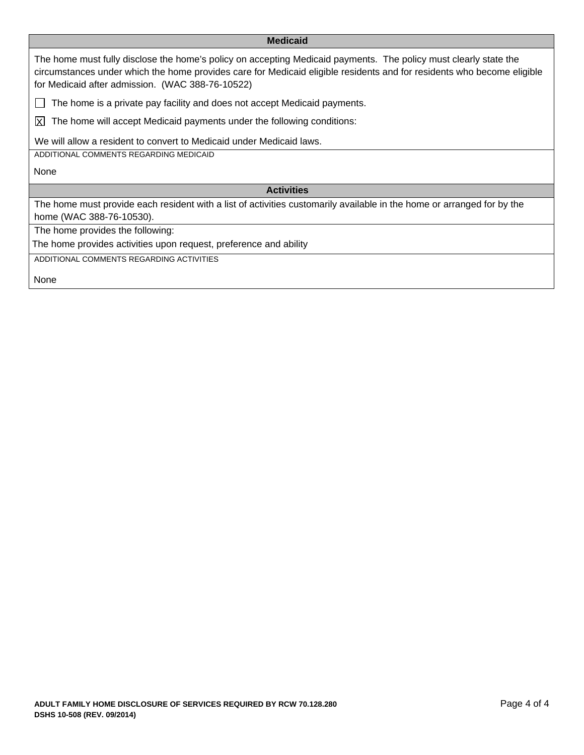## Medicaid

The home must fully disclose the home's policy on accepting Medicaid payments. The policy must clearly state the circumstances under which the home provides care for Medicaid eligible residents and for residents who become eligible for Medicaid after admission. (WAC 388-76-10522)

☐ The home is a private pay facility and does not accept Medicaid payments.

☒ The home will accept Medicaid payments under the following conditions:

We will allow a resident to convert to Medicaid under Medicaid laws.

ADDITIONAL COMMENTS REGARDING MEDICAID

None

## Activities

The home must provide each resident with a list of activities customarily available in the home or arranged for by the home (WAC 388-76-10530).

The home provides the following:

The home provides activities upon request, preference and ability

ADDITIONAL COMMENTS REGARDING ACTIVITIES

None